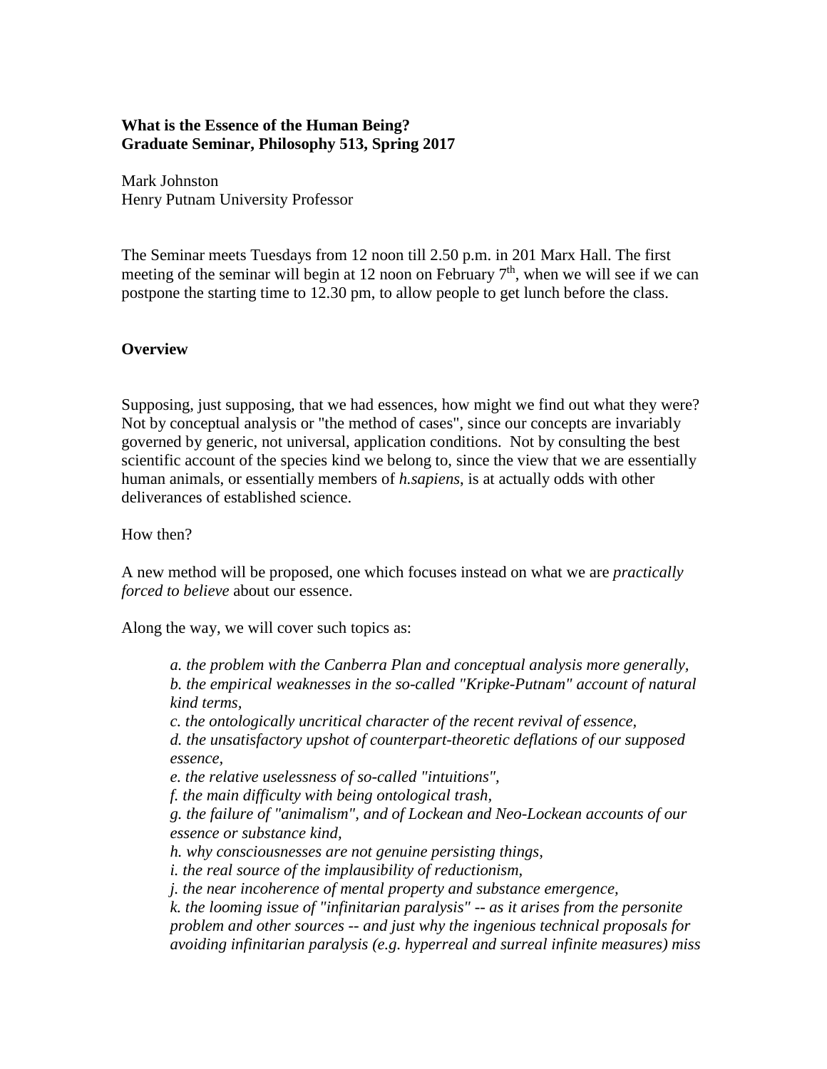**What is the Essence of the Human Being?**
**Graduate Seminar, Philosophy 513, Spring 2017**

Mark Johnston
Henry Putnam University Professor

The Seminar meets Tuesdays from 12 noon till 2.50 p.m. in 201 Marx Hall. The first meeting of the seminar will begin at 12 noon on February 7th, when we will see if we can postpone the starting time to 12.30 pm, to allow people to get lunch before the class.

## Overview

Supposing, just supposing, that we had essences, how might we find out what they were? Not by conceptual analysis or "the method of cases", since our concepts are invariably governed by generic, not universal, application conditions. Not by consulting the best scientific account of the species kind we belong to, since the view that we are essentially human animals, or essentially members of *h.sapiens*, is at actually odds with other deliverances of established science.

How then?

A new method will be proposed, one which focuses instead on what we are *practically forced to believe* about our essence.

Along the way, we will cover such topics as:

> *a. the problem with the Canberra Plan and conceptual analysis more generally,*
> *b. the empirical weaknesses in the so-called "Kripke-Putnam" account of natural kind terms,*
> *c. the ontologically uncritical character of the recent revival of essence,*
> *d. the unsatisfactory upshot of counterpart-theoretic deflations of our supposed essence,*
> *e. the relative uselessness of so-called "intuitions",*
> *f. the main difficulty with being ontological trash,*
> *g. the failure of "animalism", and of Lockean and Neo-Lockean accounts of our essence or substance kind,*
> *h. why consciousnesses are not genuine persisting things,*
> *i. the real source of the implausibility of reductionism,*
> *j. the near incoherence of mental property and substance emergence,*
> *k. the looming issue of "infinitarian paralysis" -- as it arises from the personite problem and other sources -- and just why the ingenious technical proposals for avoiding infinitarian paralysis (e.g. hyperreal and surreal infinite measures) miss*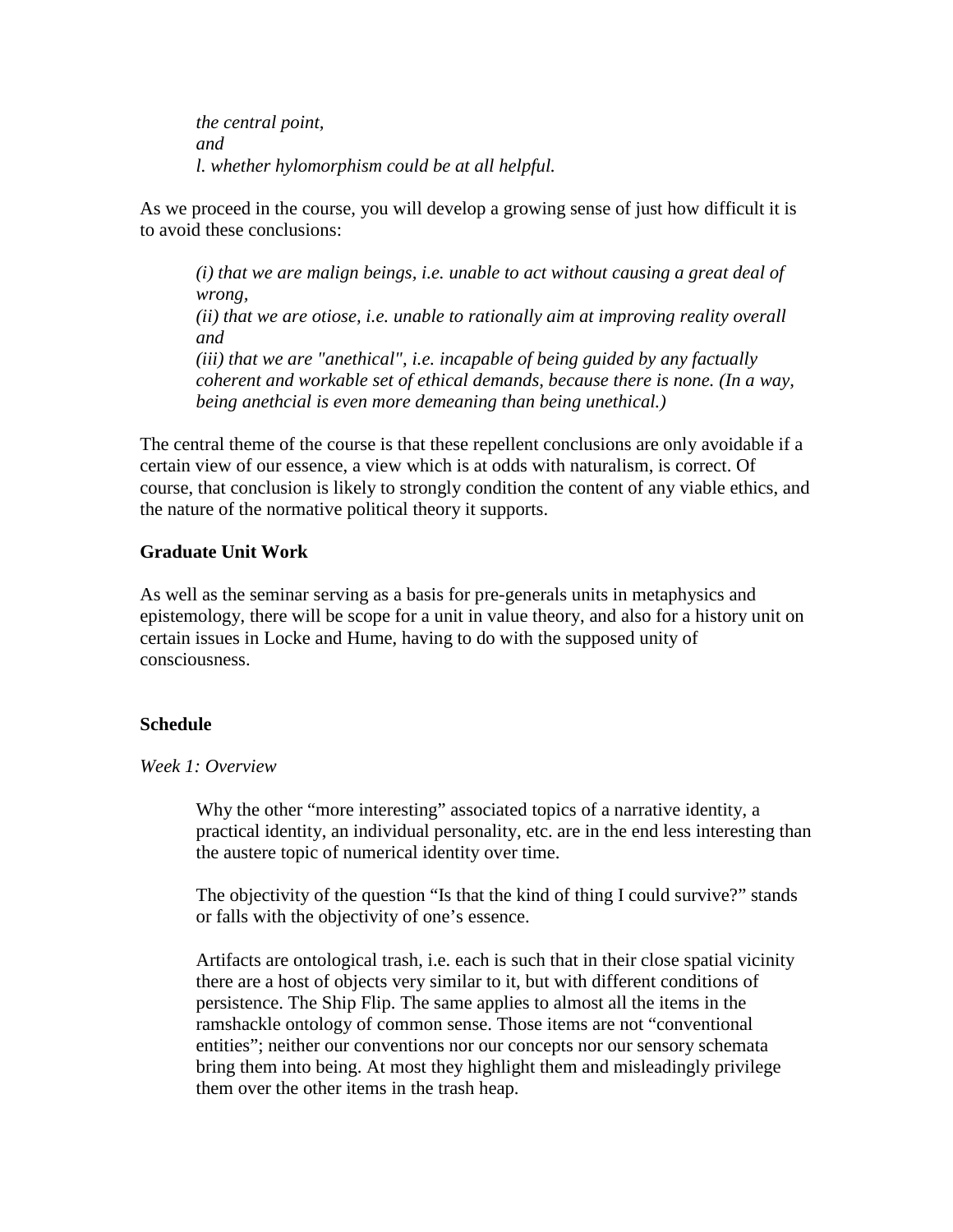*the central point,*
*and*
*l. whether hylomorphism could be at all helpful.*

As we proceed in the course, you will develop a growing sense of just how difficult it is to avoid these conclusions:

*(i) that we are malign beings, i.e. unable to act without causing a great deal of wrong,*
*(ii) that we are otiose, i.e. unable to rationally aim at improving reality overall and*
*(iii) that we are "anethical", i.e. incapable of being guided by any factually coherent and workable set of ethical demands, because there is none. (In a way, being anethcial is even more demeaning than being unethical.)*

The central theme of the course is that these repellent conclusions are only avoidable if a certain view of our essence, a view which is at odds with naturalism, is correct. Of course, that conclusion is likely to strongly condition the content of any viable ethics, and the nature of the normative political theory it supports.

**Graduate Unit Work**

As well as the seminar serving as a basis for pre-generals units in metaphysics and epistemology, there will be scope for a unit in value theory, and also for a history unit on certain issues in Locke and Hume, having to do with the supposed unity of consciousness.

**Schedule**

*Week 1: Overview*

Why the other "more interesting" associated topics of a narrative identity, a practical identity, an individual personality, etc. are in the end less interesting than the austere topic of numerical identity over time.

The objectivity of the question "Is that the kind of thing I could survive?" stands or falls with the objectivity of one's essence.

Artifacts are ontological trash, i.e. each is such that in their close spatial vicinity there are a host of objects very similar to it, but with different conditions of persistence. The Ship Flip. The same applies to almost all the items in the ramshackle ontology of common sense. Those items are not "conventional entities"; neither our conventions nor our concepts nor our sensory schemata bring them into being. At most they highlight them and misleadingly privilege them over the other items in the trash heap.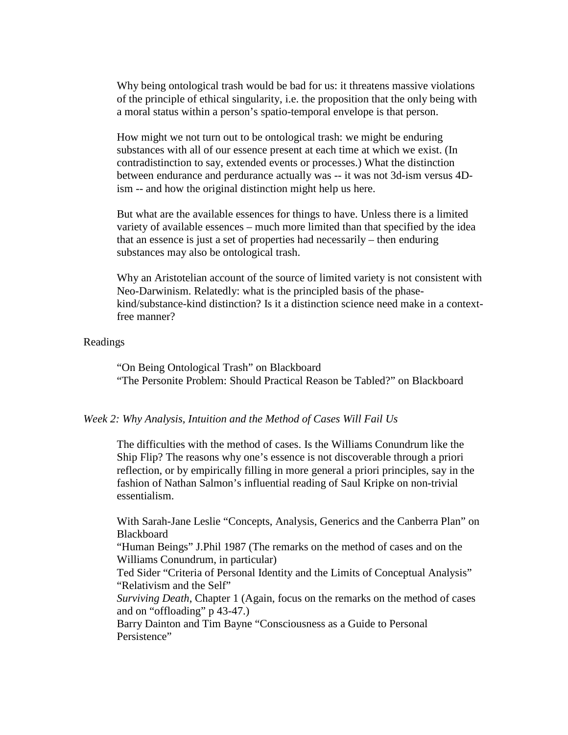Why being ontological trash would be bad for us: it threatens massive violations of the principle of ethical singularity, i.e. the proposition that the only being with a moral status within a person's spatio-temporal envelope is that person.

How might we not turn out to be ontological trash: we might be enduring substances with all of our essence present at each time at which we exist. (In contradistinction to say, extended events or processes.) What the distinction between endurance and perdurance actually was -- it was not 3d-ism versus 4D-ism -- and how the original distinction might help us here.

But what are the available essences for things to have. Unless there is a limited variety of available essences – much more limited than that specified by the idea that an essence is just a set of properties had necessarily – then enduring substances may also be ontological trash.

Why an Aristotelian account of the source of limited variety is not consistent with Neo-Darwinism. Relatedly: what is the principled basis of the phase-kind/substance-kind distinction? Is it a distinction science need make in a context-free manner?

Readings

"On Being Ontological Trash" on Blackboard
"The Personite Problem: Should Practical Reason be Tabled?" on Blackboard

*Week 2: Why Analysis, Intuition and the Method of Cases Will Fail Us*

The difficulties with the method of cases. Is the Williams Conundrum like the Ship Flip? The reasons why one's essence is not discoverable through a priori reflection, or by empirically filling in more general a priori principles, say in the fashion of Nathan Salmon's influential reading of Saul Kripke on non-trivial essentialism.

With Sarah-Jane Leslie "Concepts, Analysis, Generics and the Canberra Plan" on Blackboard
"Human Beings" J.Phil 1987 (The remarks on the method of cases and on the Williams Conundrum, in particular)
Ted Sider "Criteria of Personal Identity and the Limits of Conceptual Analysis"
"Relativism and the Self"
*Surviving Death*, Chapter 1 (Again, focus on the remarks on the method of cases and on "offloading" p 43-47.)
Barry Dainton and Tim Bayne "Consciousness as a Guide to Personal Persistence"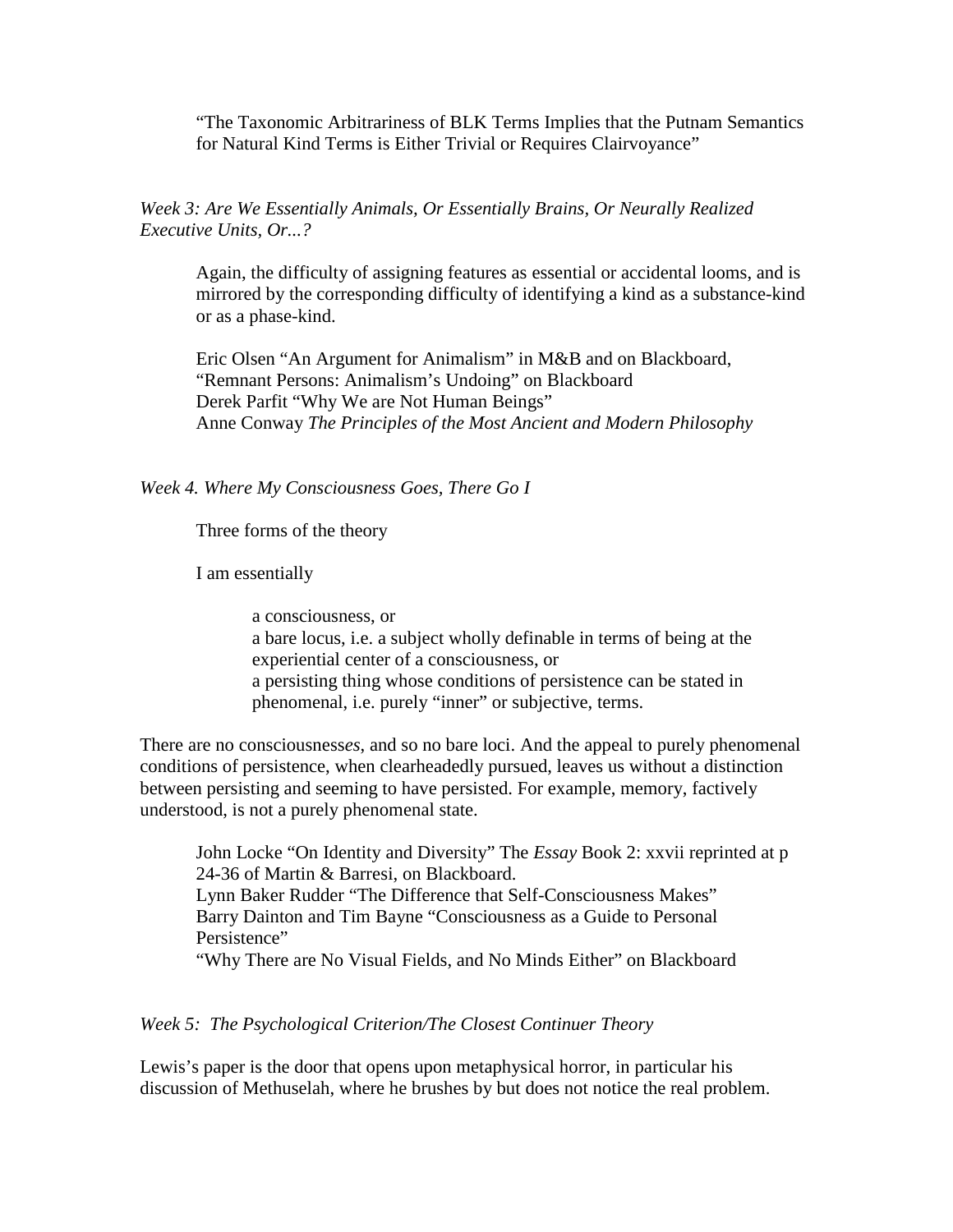"The Taxonomic Arbitrariness of BLK Terms Implies that the Putnam Semantics for Natural Kind Terms is Either Trivial or Requires Clairvoyance"

*Week 3: Are We Essentially Animals, Or Essentially Brains, Or Neurally Realized Executive Units, Or...?*

Again, the difficulty of assigning features as essential or accidental looms, and is mirrored by the corresponding difficulty of identifying a kind as a substance-kind or as a phase-kind.

Eric Olsen "An Argument for Animalism" in M&B and on Blackboard,
"Remnant Persons: Animalism's Undoing" on Blackboard
Derek Parfit "Why We are Not Human Beings"
Anne Conway *The Principles of the Most Ancient and Modern Philosophy*

*Week 4. Where My Consciousness Goes, There Go I*

Three forms of the theory

I am essentially

a consciousness, or
a bare locus, i.e. a subject wholly definable in terms of being at the experiential center of a consciousness, or
a persisting thing whose conditions of persistence can be stated in phenomenal, i.e. purely "inner" or subjective, terms.

There are no consciousness*es*, and so no bare loci. And the appeal to purely phenomenal conditions of persistence, when clearheadedly pursued, leaves us without a distinction between persisting and seeming to have persisted. For example, memory, factively understood, is not a purely phenomenal state.

John Locke "On Identity and Diversity" The *Essay* Book 2: xxvii reprinted at p 24-36 of Martin & Barresi, on Blackboard.
Lynn Baker Rudder "The Difference that Self-Consciousness Makes"
Barry Dainton and Tim Bayne "Consciousness as a Guide to Personal Persistence"
"Why There are No Visual Fields, and No Minds Either" on Blackboard

*Week 5: The Psychological Criterion/The Closest Continuer Theory*

Lewis's paper is the door that opens upon metaphysical horror, in particular his discussion of Methuselah, where he brushes by but does not notice the real problem.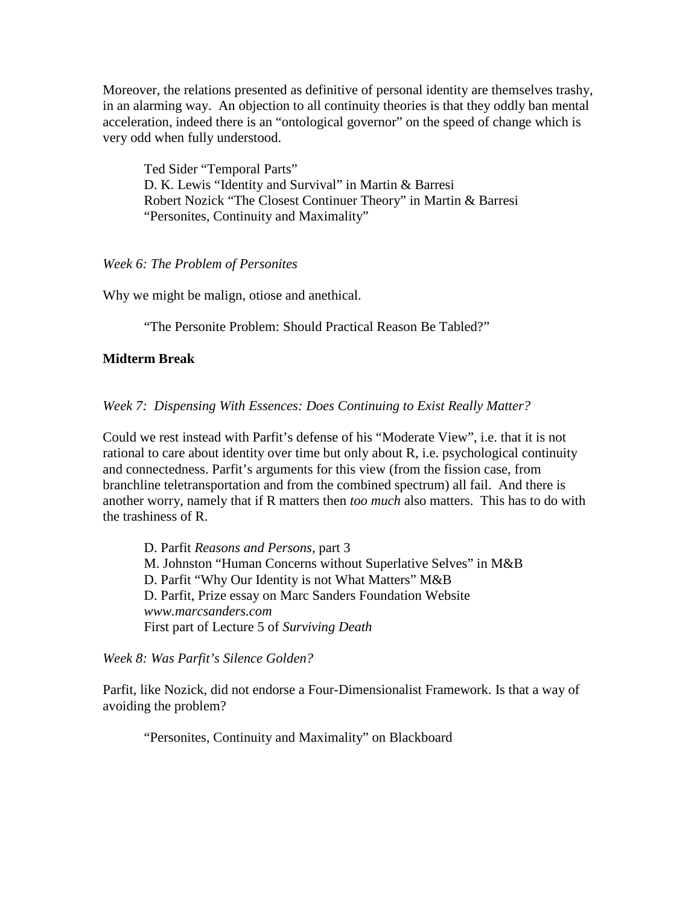Moreover, the relations presented as definitive of personal identity are themselves trashy, in an alarming way. An objection to all continuity theories is that they oddly ban mental acceleration, indeed there is an "ontological governor" on the speed of change which is very odd when fully understood.

> Ted Sider "Temporal Parts"
> D. K. Lewis "Identity and Survival" in Martin & Barresi
> Robert Nozick "The Closest Continuer Theory" in Martin & Barresi
> "Personites, Continuity and Maximality"

*Week 6: The Problem of Personites*

Why we might be malign, otiose and anethical.

> "The Personite Problem: Should Practical Reason Be Tabled?"

**Midterm Break**

*Week 7: Dispensing With Essences: Does Continuing to Exist Really Matter?*

Could we rest instead with Parfit's defense of his "Moderate View", i.e. that it is not rational to care about identity over time but only about R, i.e. psychological continuity and connectedness. Parfit's arguments for this view (from the fission case, from branchline teletransportation and from the combined spectrum) all fail. And there is another worry, namely that if R matters then *too much* also matters. This has to do with the trashiness of R.

> D. Parfit *Reasons and Persons*, part 3
> M. Johnston "Human Concerns without Superlative Selves" in M&B
> D. Parfit "Why Our Identity is not What Matters" M&B
> D. Parfit, Prize essay on Marc Sanders Foundation Website
> *www.marcsanders.com*
> First part of Lecture 5 of *Surviving Death*

*Week 8: Was Parfit's Silence Golden?*

Parfit, like Nozick, did not endorse a Four-Dimensionalist Framework. Is that a way of avoiding the problem?

> "Personites, Continuity and Maximality" on Blackboard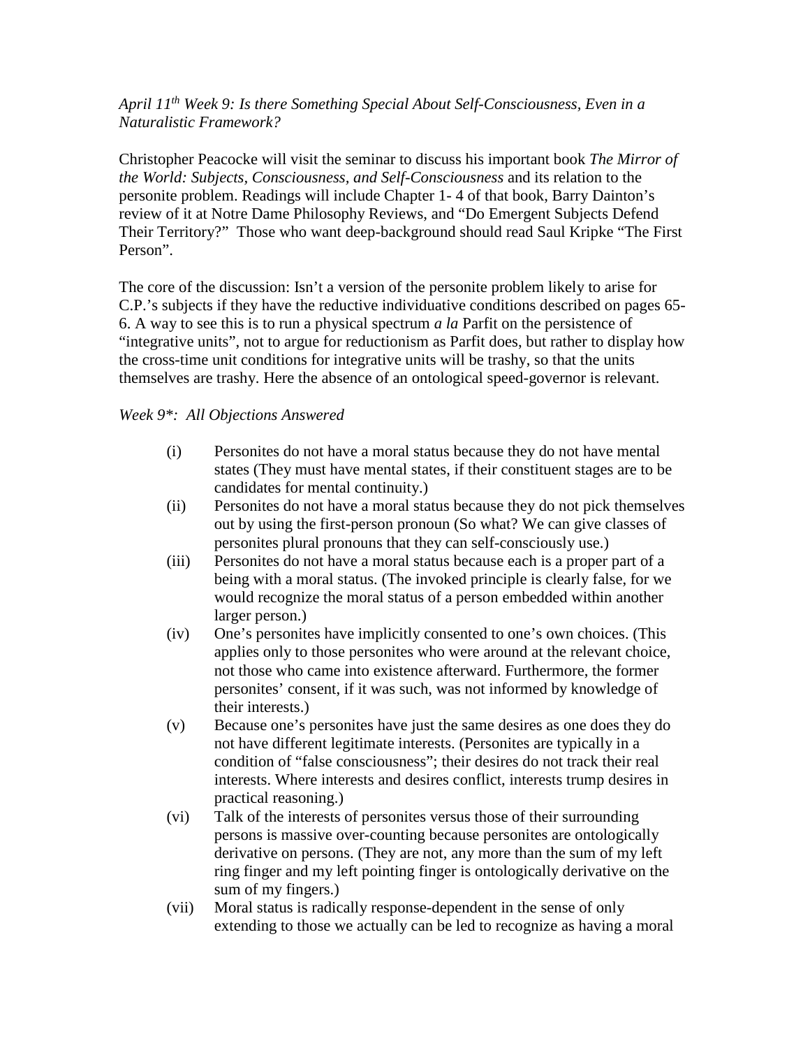*April 11th Week 9: Is there Something Special About Self-Consciousness, Even in a Naturalistic Framework?*

Christopher Peacocke will visit the seminar to discuss his important book *The Mirror of the World: Subjects, Consciousness, and Self-Consciousness* and its relation to the personite problem. Readings will include Chapter 1- 4 of that book, Barry Dainton's review of it at Notre Dame Philosophy Reviews, and "Do Emergent Subjects Defend Their Territory?" Those who want deep-background should read Saul Kripke "The First Person".

The core of the discussion: Isn't a version of the personite problem likely to arise for C.P.'s subjects if they have the reductive individuative conditions described on pages 65-6. A way to see this is to run a physical spectrum *a la* Parfit on the persistence of "integrative units", not to argue for reductionism as Parfit does, but rather to display how the cross-time unit conditions for integrative units will be trashy, so that the units themselves are trashy. Here the absence of an ontological speed-governor is relevant.

*Week 9*: All Objections Answered*

(i) Personites do not have a moral status because they do not have mental states (They must have mental states, if their constituent stages are to be candidates for mental continuity.)

(ii) Personites do not have a moral status because they do not pick themselves out by using the first-person pronoun (So what? We can give classes of personites plural pronouns that they can self-consciously use.)

(iii) Personites do not have a moral status because each is a proper part of a being with a moral status. (The invoked principle is clearly false, for we would recognize the moral status of a person embedded within another larger person.)

(iv) One's personites have implicitly consented to one's own choices. (This applies only to those personites who were around at the relevant choice, not those who came into existence afterward. Furthermore, the former personites' consent, if it was such, was not informed by knowledge of their interests.)

(v) Because one's personites have just the same desires as one does they do not have different legitimate interests. (Personites are typically in a condition of "false consciousness"; their desires do not track their real interests. Where interests and desires conflict, interests trump desires in practical reasoning.)

(vi) Talk of the interests of personites versus those of their surrounding persons is massive over-counting because personites are ontologically derivative on persons. (They are not, any more than the sum of my left ring finger and my left pointing finger is ontologically derivative on the sum of my fingers.)

(vii) Moral status is radically response-dependent in the sense of only extending to those we actually can be led to recognize as having a moral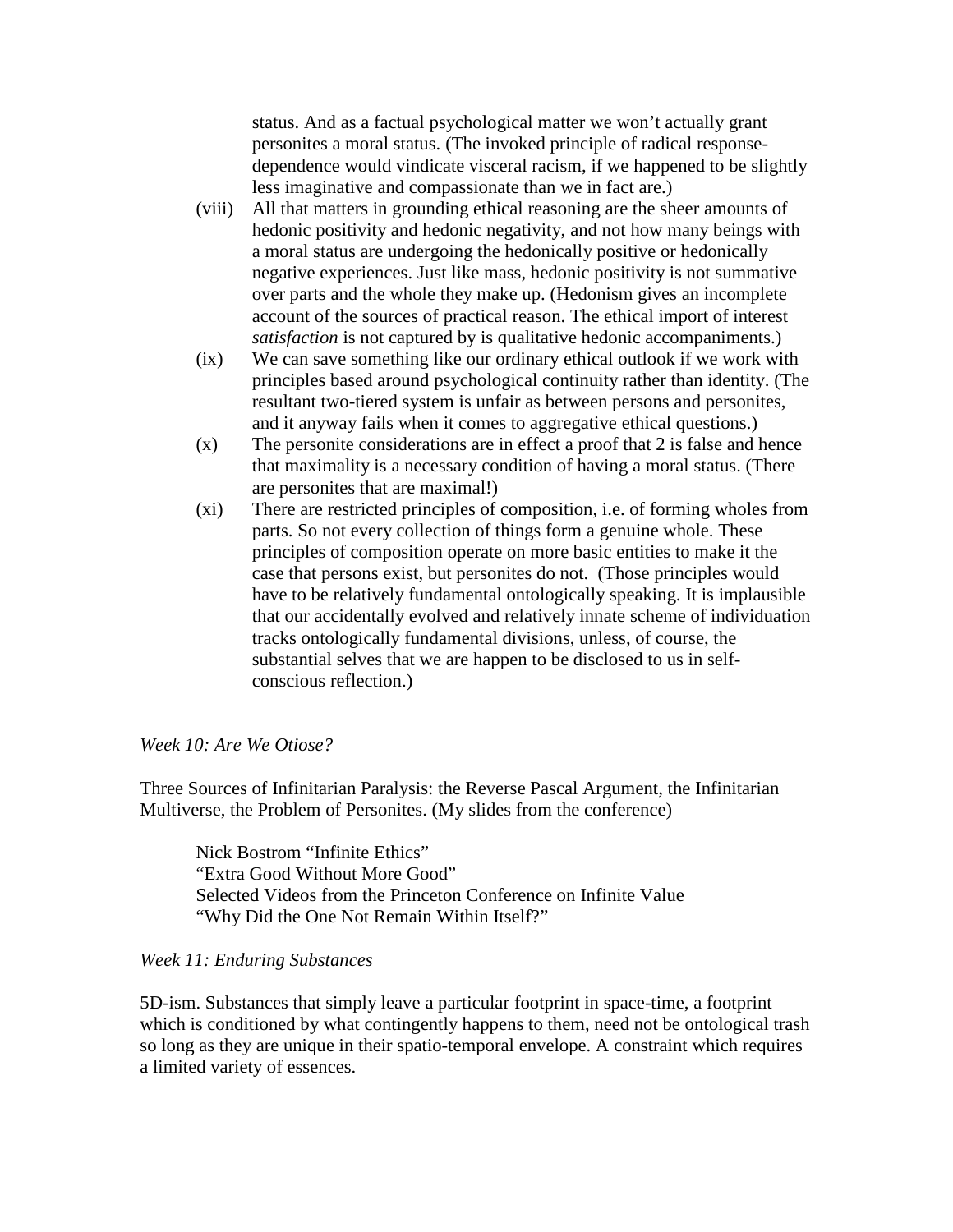status. And as a factual psychological matter we won't actually grant personites a moral status. (The invoked principle of radical response-dependence would vindicate visceral racism, if we happened to be slightly less imaginative and compassionate than we in fact are.)

(viii) All that matters in grounding ethical reasoning are the sheer amounts of hedonic positivity and hedonic negativity, and not how many beings with a moral status are undergoing the hedonically positive or hedonically negative experiences. Just like mass, hedonic positivity is not summative over parts and the whole they make up. (Hedonism gives an incomplete account of the sources of practical reason. The ethical import of interest *satisfaction* is not captured by is qualitative hedonic accompaniments.)

(ix) We can save something like our ordinary ethical outlook if we work with principles based around psychological continuity rather than identity. (The resultant two-tiered system is unfair as between persons and personites, and it anyway fails when it comes to aggregative ethical questions.)

(x) The personite considerations are in effect a proof that 2 is false and hence that maximality is a necessary condition of having a moral status. (There are personites that are maximal!)

(xi) There are restricted principles of composition, i.e. of forming wholes from parts. So not every collection of things form a genuine whole. These principles of composition operate on more basic entities to make it the case that persons exist, but personites do not. (Those principles would have to be relatively fundamental ontologically speaking. It is implausible that our accidentally evolved and relatively innate scheme of individuation tracks ontologically fundamental divisions, unless, of course, the substantial selves that we are happen to be disclosed to us in self-conscious reflection.)

*Week 10: Are We Otiose?*

Three Sources of Infinitarian Paralysis: the Reverse Pascal Argument, the Infinitarian Multiverse, the Problem of Personites. (My slides from the conference)

Nick Bostrom "Infinite Ethics"
"Extra Good Without More Good"
Selected Videos from the Princeton Conference on Infinite Value
"Why Did the One Not Remain Within Itself?"

*Week 11: Enduring Substances*

5D-ism. Substances that simply leave a particular footprint in space-time, a footprint which is conditioned by what contingently happens to them, need not be ontological trash so long as they are unique in their spatio-temporal envelope. A constraint which requires a limited variety of essences.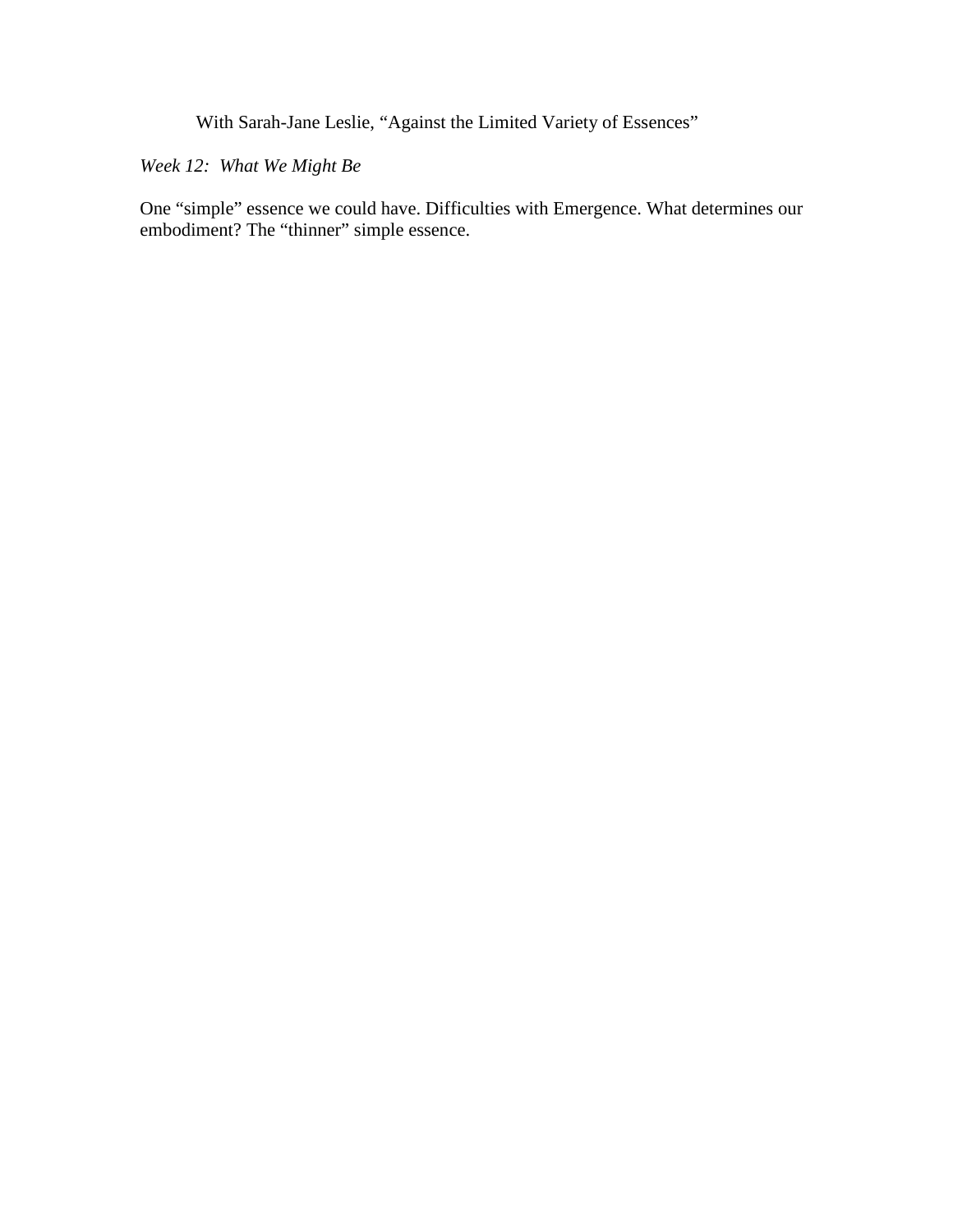With Sarah-Jane Leslie, "Against the Limited Variety of Essences"

*Week 12: What We Might Be*

One "simple" essence we could have. Difficulties with Emergence. What determines our embodiment? The "thinner" simple essence.